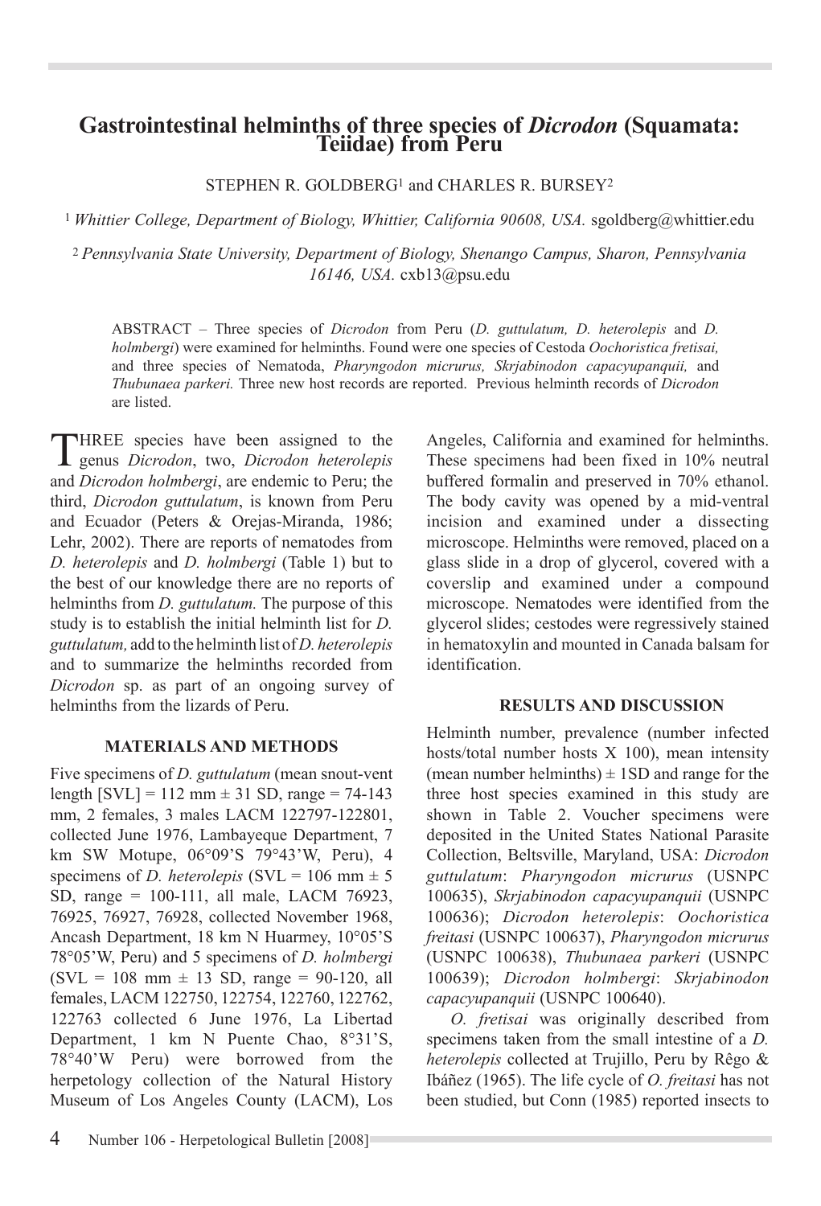# Gastrointestinal helminths of three species of *Dicrodon* (Squamata: Teiidae) from Peru

STEPHEN R. GOLDBERG[1] and CHARLES R. BURSEY[2]

[1] *Whittier College, Department of Biology, Whittier, California 90608, USA.* sgoldberg@whittier.edu

[2] *Pennsylvania State University, Department of Biology, Shenango Campus, Sharon, Pennsylvania 16146, USA.* cxb13@psu.edu

ABSTRACT – Three species of *Dicrodon* from Peru (*D. guttulatum, D. heterolepis* and *D. holmbergi*) were examined for helminths. Found were one species of Cestoda *Oochoristica fretisai,* and three species of Nematoda, *Pharyngodon micrurus, Skrjabinodon capacyupanquii,* and *Thubunaea parkeri.* Three new host records are reported. Previous helminth records of *Dicrodon* are listed.

THREE species have been assigned to the genus *Dicrodon*, two, *Dicrodon heterolepis* and *Dicrodon holmbergi*, are endemic to Peru; the third, *Dicrodon guttulatum*, is known from Peru and Ecuador (Peters & Orejas-Miranda, 1986; Lehr, 2002). There are reports of nematodes from *D. heterolepis* and *D. holmbergi* (Table 1) but to the best of our knowledge there are no reports of helminths from *D. guttulatum.* The purpose of this study is to establish the initial helminth list for *D. guttulatum,* add to the helminth list of *D. heterolepis* and to summarize the helminths recorded from *Dicrodon* sp. as part of an ongoing survey of helminths from the lizards of Peru.

## MATERIALS AND METHODS

Five specimens of *D. guttulatum* (mean snout-vent length [SVL] = 112 mm ± 31 SD, range = 74-143 mm, 2 females, 3 males LACM 122797-122801, collected June 1976, Lambayeque Department, 7 km SW Motupe, 06°09'S 79°43'W, Peru), 4 specimens of *D. heterolepis* (SVL = 106 mm ± 5 SD, range = 100-111, all male, LACM 76923, 76925, 76927, 76928, collected November 1968, Ancash Department, 18 km N Huarmey, 10°05'S 78°05'W, Peru) and 5 specimens of *D. holmbergi* (SVL = 108 mm ± 13 SD, range = 90-120, all females, LACM 122750, 122754, 122760, 122762, 122763 collected 6 June 1976, La Libertad Department, 1 km N Puente Chao, 8°31'S, 78°40'W Peru) were borrowed from the herpetology collection of the Natural History Museum of Los Angeles County (LACM), Los Angeles, California and examined for helminths. These specimens had been fixed in 10% neutral buffered formalin and preserved in 70% ethanol. The body cavity was opened by a mid-ventral incision and examined under a dissecting microscope. Helminths were removed, placed on a glass slide in a drop of glycerol, covered with a coverslip and examined under a compound microscope. Nematodes were identified from the glycerol slides; cestodes were regressively stained in hematoxylin and mounted in Canada balsam for identification.

## RESULTS AND DISCUSSION

Helminth number, prevalence (number infected hosts/total number hosts X 100), mean intensity (mean number helminths) ± 1SD and range for the three host species examined in this study are shown in Table 2. Voucher specimens were deposited in the United States National Parasite Collection, Beltsville, Maryland, USA: *Dicrodon guttulatum*: *Pharyngodon micrurus* (USNPC 100635), *Skrjabinodon capacyupanquii* (USNPC 100636); *Dicrodon heterolepis*: *Oochoristica freitasi* (USNPC 100637), *Pharyngodon micrurus* (USNPC 100638), *Thubunaea parkeri* (USNPC 100639); *Dicrodon holmbergi*: *Skrjabinodon capacyupanquii* (USNPC 100640).

*O. fretisai* was originally described from specimens taken from the small intestine of a *D. heterolepis* collected at Trujillo, Peru by Rêgo & Ibáñez (1965). The life cycle of *O. freitasi* has not been studied, but Conn (1985) reported insects to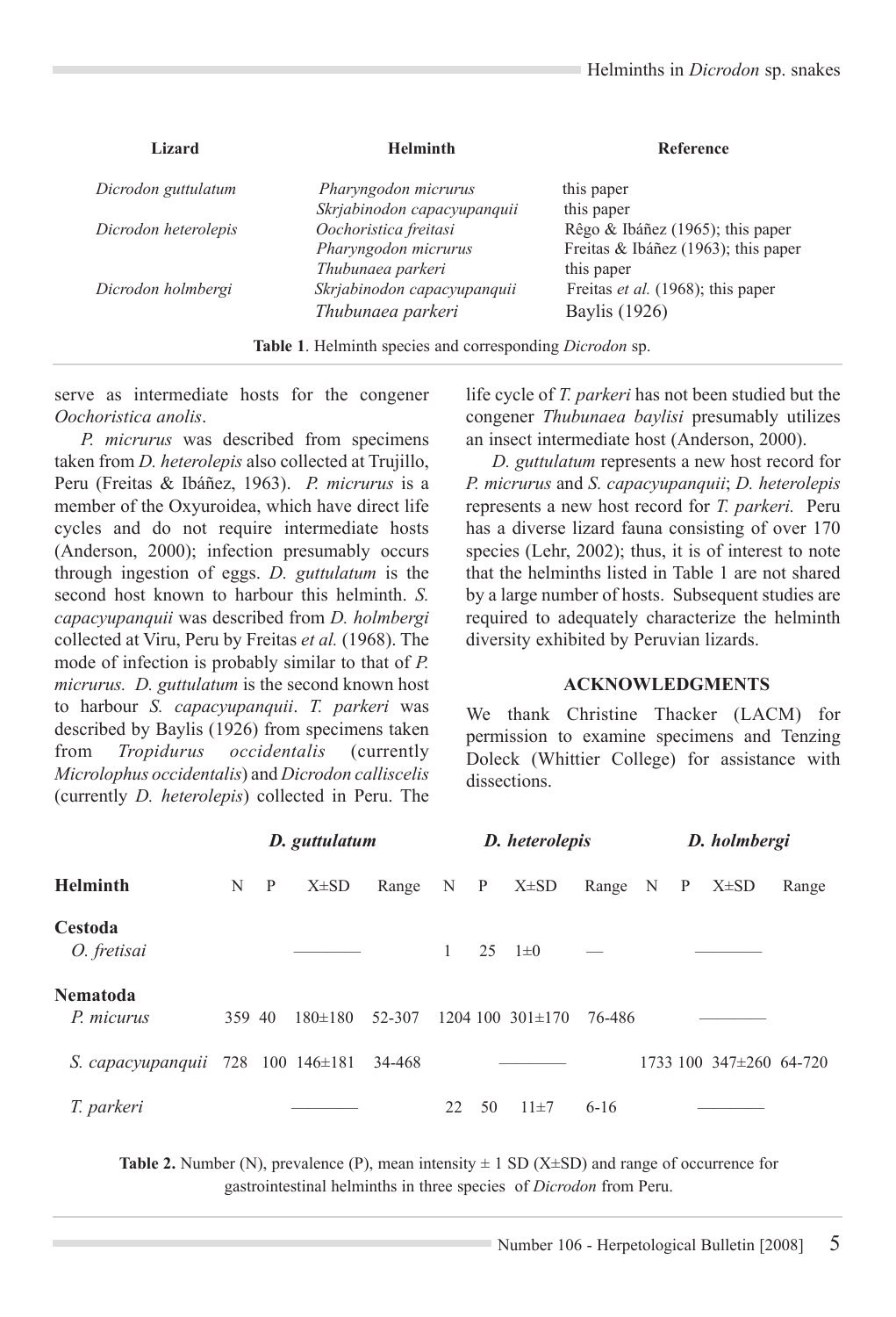| Lizard | Helminth | Reference |
|---|---|---|
| *Dicrodon guttulatum* | *Pharyngodon micrurus* | this paper |
| | *Skrjabinodon capacyupanquii* | this paper |
| *Dicrodon heterolepis* | *Oochoristica freitasi* | Rêgo & Ibáñez (1965); this paper |
| | *Pharyngodon micrurus* | Freitas & Ibáñez (1963); this paper |
| | *Thubunaea parkeri* | this paper |
| *Dicrodon holmbergi* | *Skrjabinodon capacyupanquii* | Freitas *et al.* (1968); this paper |
| | *Thubunaea parkeri* | Baylis (1926) |

**Table 1**. Helminth species and corresponding *Dicrodon* sp.

serve as intermediate hosts for the congener *Oochoristica anolis*.

*P. micrurus* was described from specimens taken from *D. heterolepis* also collected at Trujillo, Peru (Freitas & Ibáñez, 1963). *P. micrurus* is a member of the Oxyuroidea, which have direct life cycles and do not require intermediate hosts (Anderson, 2000); infection presumably occurs through ingestion of eggs. *D. guttulatum* is the second host known to harbour this helminth. *S. capacyupanquii* was described from *D. holmbergi* collected at Viru, Peru by Freitas *et al.* (1968). The mode of infection is probably similar to that of *P. micrurus. D. guttulatum* is the second known host to harbour *S. capacyupanquii*. *T. parkeri* was described by Baylis (1926) from specimens taken from *Tropidurus occidentalis* (currently *Microlophus occidentalis*) and *Dicrodon calliscelis* (currently *D. heterolepis*) collected in Peru. The life cycle of *T. parkeri* has not been studied but the congener *Thubunaea baylisi* presumably utilizes an insect intermediate host (Anderson, 2000).

*D. guttulatum* represents a new host record for *P. micrurus* and *S. capacyupanquii*; *D. heterolepis* represents a new host record for *T. parkeri.* Peru has a diverse lizard fauna consisting of over 170 species (Lehr, 2002); thus, it is of interest to note that the helminths listed in Table 1 are not shared by a large number of hosts. Subsequent studies are required to adequately characterize the helminth diversity exhibited by Peruvian lizards.

## ACKNOWLEDGMENTS

We thank Christine Thacker (LACM) for permission to examine specimens and Tenzing Doleck (Whittier College) for assistance with dissections.

| | ***D. guttulatum*** | | | | ***D. heterolepis*** | | | | ***D. holmbergi*** | | | |
|---|---|---|---|---|---|---|---|---|---|---|---|---|
| **Helminth** | N | P | X±SD | Range | N | P | X±SD | Range | N | P | X±SD | Range |
| **Cestoda** | | | | | | | | | | | | |
| *O. fretisai* | | | ———— | | 1 | 25 | 1±0 | — | | | ———— | |
| **Nematoda** | | | | | | | | | | | | |
| *P. micrurus* | 359 | 40 | 180±180 | 52-307 | 1204 | 100 | 301±170 | 76-486 | | | ———— | |
| *S. capacyupanquii* | 728 | 100 | 146±181 | 34-468 | | | ———— | | 1733 | 100 | 347±260 | 64-720 |
| *T. parkeri* | | | ———— | | 22 | 50 | 11±7 | 6-16 | | | ———— | |

**Table 2.** Number (N), prevalence (P), mean intensity ± 1 SD (X±SD) and range of occurrence for gastrointestinal helminths in three species of *Dicrodon* from Peru.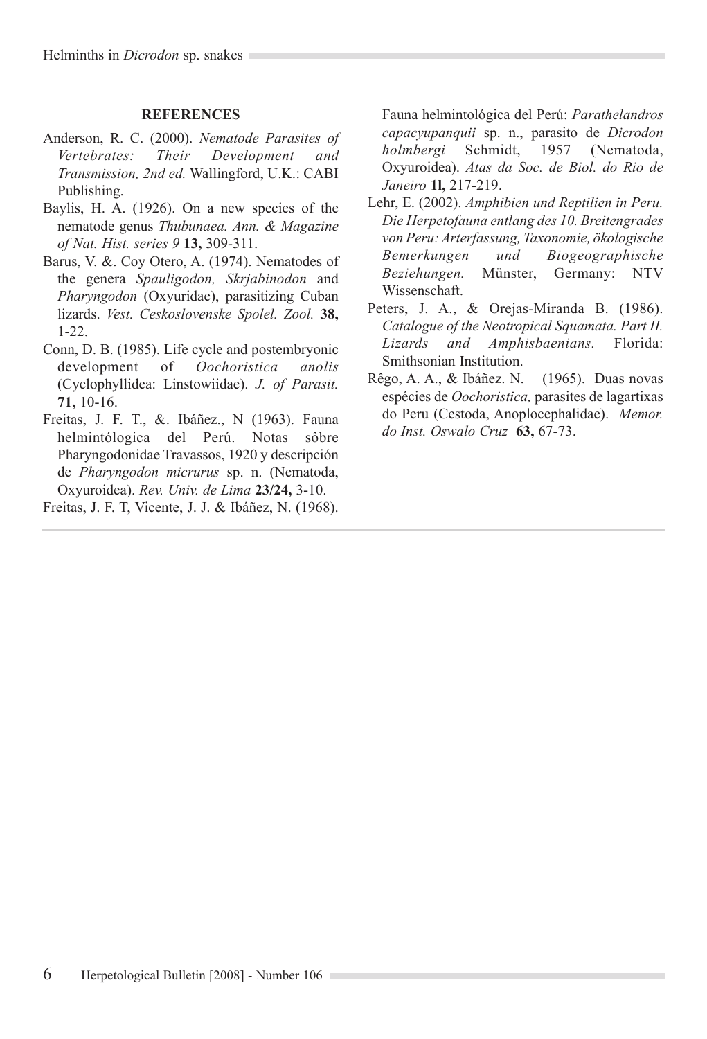## REFERENCES

Anderson, R. C. (2000). *Nematode Parasites of Vertebrates: Their Development and Transmission, 2nd ed.* Wallingford, U.K.: CABI Publishing.

Baylis, H. A. (1926). On a new species of the nematode genus *Thubunaea. Ann. & Magazine of Nat. Hist. series 9* **13,** 309-311.

Barus, V. &. Coy Otero, A. (1974). Nematodes of the genera *Spauligodon, Skrjabinodon* and *Pharyngodon* (Oxyuridae), parasitizing Cuban lizards. *Vest. Ceskoslovenske Spolel. Zool.* **38,** 1-22.

Conn, D. B. (1985). Life cycle and postembryonic development of *Oochoristica anolis* (Cyclophyllidea: Linstowiidae). *J. of Parasit.* **71,** 10-16.

Freitas, J. F. T., &. Ibáñez., N (1963). Fauna helmintólogica del Perú. Notas sôbre Pharyngodonidae Travassos, 1920 y descripción de *Pharyngodon micrurus* sp. n. (Nematoda, Oxyuroidea). *Rev. Univ. de Lima* **23/24,** 3-10.

Freitas, J. F. T, Vicente, J. J. & Ibáñez, N. (1968). Fauna helmintológica del Perú: *Parathelandros capacyupanquii* sp. n., parasito de *Dicrodon holmbergi* Schmidt, 1957 (Nematoda, Oxyuroidea). *Atas da Soc. de Biol. do Rio de Janeiro* **1l,** 217-219.

Lehr, E. (2002). *Amphibien und Reptilien in Peru. Die Herpetofauna entlang des 10. Breitengrades von Peru: Arterfassung, Taxonomie, ökologische Bemerkungen und Biogeographische Beziehungen.* Münster, Germany: NTV Wissenschaft.

Peters, J. A., & Orejas-Miranda B. (1986). *Catalogue of the Neotropical Squamata. Part II. Lizards and Amphisbaenians.* Florida: Smithsonian Institution.

Rêgo, A. A., & Ibáñez. N. (1965). Duas novas espécies de *Oochoristica,* parasites de lagartixas do Peru (Cestoda, Anoplocephalidae). *Memor. do Inst. Oswalo Cruz* **63,** 67-73.